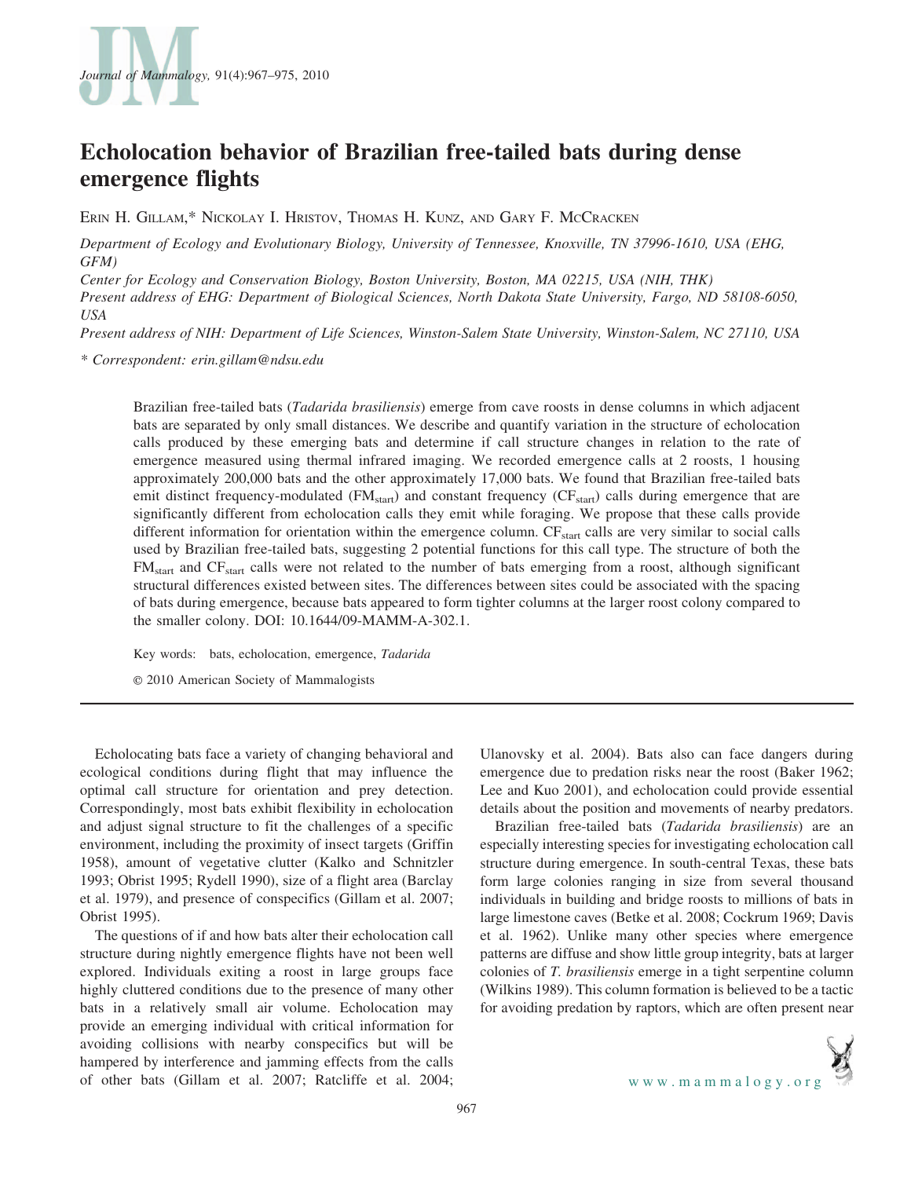# Echolocation behavior of Brazilian free-tailed bats during dense emergence flights

ERIN H. GILLAM,* NICKOLAY I. HRISTOV, THOMAS H. KUNZ, AND GARY F. MCCRACKEN

*Department of Ecology and Evolutionary Biology, University of Tennessee, Knoxville, TN 37996-1610, USA (EHG, GFM)*
*Center for Ecology and Conservation Biology, Boston University, Boston, MA 02215, USA (NIH, THK)*
*Present address of EHG: Department of Biological Sciences, North Dakota State University, Fargo, ND 58108-6050, USA*
*Present address of NIH: Department of Life Sciences, Winston-Salem State University, Winston-Salem, NC 27110, USA*

*\* Correspondent: erin.gillam@ndsu.edu*

Brazilian free-tailed bats (*Tadarida brasiliensis*) emerge from cave roosts in dense columns in which adjacent bats are separated by only small distances. We describe and quantify variation in the structure of echolocation calls produced by these emerging bats and determine if call structure changes in relation to the rate of emergence measured using thermal infrared imaging. We recorded emergence calls at 2 roosts, 1 housing approximately 200,000 bats and the other approximately 17,000 bats. We found that Brazilian free-tailed bats emit distinct frequency-modulated ($FM_{start}$) and constant frequency ($CF_{start}$) calls during emergence that are significantly different from echolocation calls they emit while foraging. We propose that these calls provide different information for orientation within the emergence column. $CF_{start}$ calls are very similar to social calls used by Brazilian free-tailed bats, suggesting 2 potential functions for this call type. The structure of both the $FM_{start}$ and $CF_{start}$ calls were not related to the number of bats emerging from a roost, although significant structural differences existed between sites. The differences between sites could be associated with the spacing of bats during emergence, because bats appeared to form tighter columns at the larger roost colony compared to the smaller colony. DOI: 10.1644/09-MAMM-A-302.1.

Key words: bats, echolocation, emergence, *Tadarida*

© 2010 American Society of Mammalogists

Echolocating bats face a variety of changing behavioral and ecological conditions during flight that may influence the optimal call structure for orientation and prey detection. Correspondingly, most bats exhibit flexibility in echolocation and adjust signal structure to fit the challenges of a specific environment, including the proximity of insect targets (Griffin 1958), amount of vegetative clutter (Kalko and Schnitzler 1993; Obrist 1995; Rydell 1990), size of a flight area (Barclay et al. 1979), and presence of conspecifics (Gillam et al. 2007; Obrist 1995).

The questions of if and how bats alter their echolocation call structure during nightly emergence flights have not been well explored. Individuals exiting a roost in large groups face highly cluttered conditions due to the presence of many other bats in a relatively small air volume. Echolocation may provide an emerging individual with critical information for avoiding collisions with nearby conspecifics but will be hampered by interference and jamming effects from the calls of other bats (Gillam et al. 2007; Ratcliffe et al. 2004; Ulanovsky et al. 2004). Bats also can face dangers during emergence due to predation risks near the roost (Baker 1962; Lee and Kuo 2001), and echolocation could provide essential details about the position and movements of nearby predators.

Brazilian free-tailed bats (*Tadarida brasiliensis*) are an especially interesting species for investigating echolocation call structure during emergence. In south-central Texas, these bats form large colonies ranging in size from several thousand individuals in building and bridge roosts to millions of bats in large limestone caves (Betke et al. 2008; Cockrum 1969; Davis et al. 1962). Unlike many other species where emergence patterns are diffuse and show little group integrity, bats at larger colonies of *T. brasiliensis* emerge in a tight serpentine column (Wilkins 1989). This column formation is believed to be a tactic for avoiding predation by raptors, which are often present near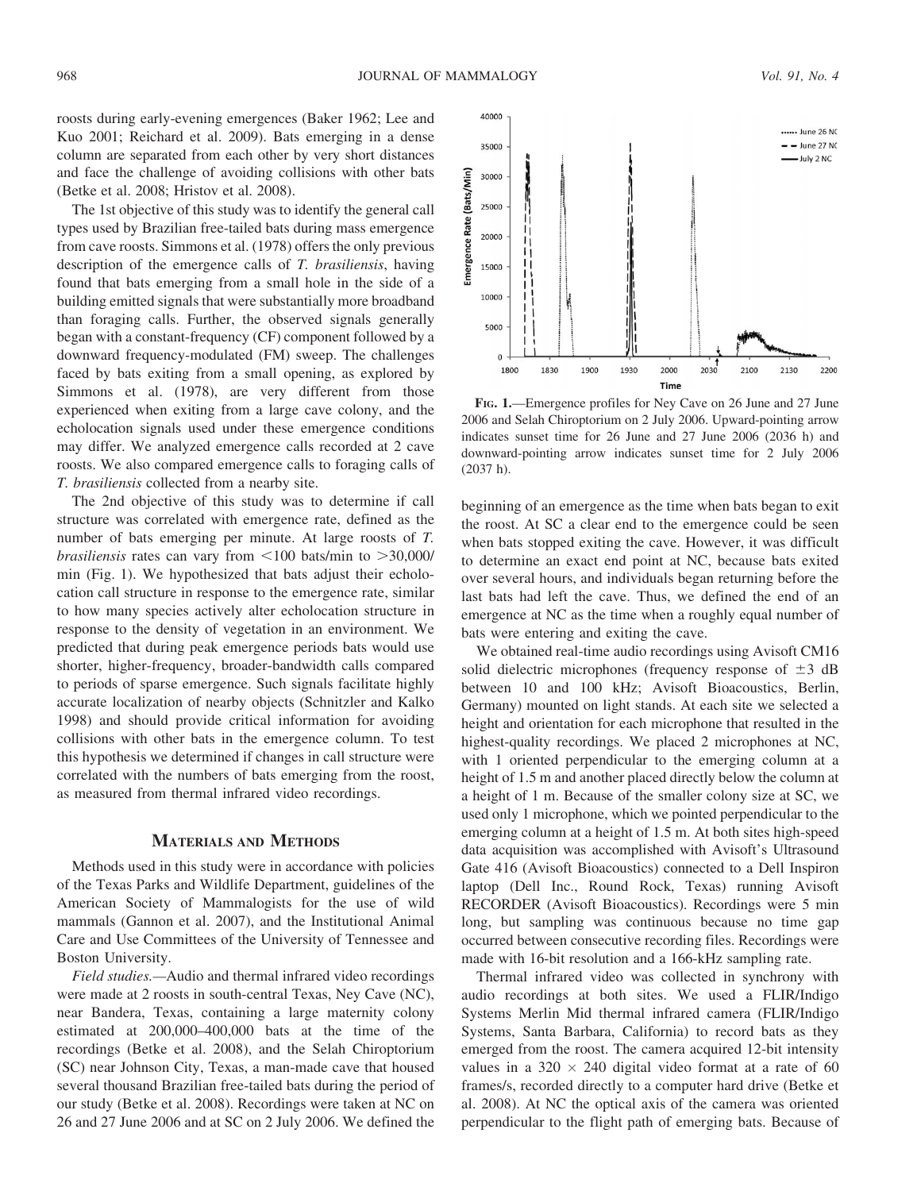roosts during early-evening emergences (Baker 1962; Lee and Kuo 2001; Reichard et al. 2009). Bats emerging in a dense column are separated from each other by very short distances and face the challenge of avoiding collisions with other bats (Betke et al. 2008; Hristov et al. 2008).

The 1st objective of this study was to identify the general call types used by Brazilian free-tailed bats during mass emergence from cave roosts. Simmons et al. (1978) offers the only previous description of the emergence calls of *T. brasiliensis*, having found that bats emerging from a small hole in the side of a building emitted signals that were substantially more broadband than foraging calls. Further, the observed signals generally began with a constant-frequency (CF) component followed by a downward frequency-modulated (FM) sweep. The challenges faced by bats exiting from a small opening, as explored by Simmons et al. (1978), are very different from those experienced when exiting from a large cave colony, and the echolocation signals used under these emergence conditions may differ. We analyzed emergence calls recorded at 2 cave roosts. We also compared emergence calls to foraging calls of *T. brasiliensis* collected from a nearby site.

The 2nd objective of this study was to determine if call structure was correlated with emergence rate, defined as the number of bats emerging per minute. At large roosts of *T. brasiliensis* rates can vary from <100 bats/min to >30,000/min (Fig. 1). We hypothesized that bats adjust their echolocation call structure in response to the emergence rate, similar to how many species actively alter echolocation structure in response to the density of vegetation in an environment. We predicted that during peak emergence periods bats would use shorter, higher-frequency, broader-bandwidth calls compared to periods of sparse emergence. Such signals facilitate highly accurate localization of nearby objects (Schnitzler and Kalko 1998) and should provide critical information for avoiding collisions with other bats in the emergence column. To test this hypothesis we determined if changes in call structure were correlated with the numbers of bats emerging from the roost, as measured from thermal infrared video recordings.

## Materials and Methods

Methods used in this study were in accordance with policies of the Texas Parks and Wildlife Department, guidelines of the American Society of Mammalogists for the use of wild mammals (Gannon et al. 2007), and the Institutional Animal Care and Use Committees of the University of Tennessee and Boston University.

*Field studies.*—Audio and thermal infrared video recordings were made at 2 roosts in south-central Texas, Ney Cave (NC), near Bandera, Texas, containing a large maternity colony estimated at 200,000–400,000 bats at the time of the recordings (Betke et al. 2008), and the Selah Chiroptorium (SC) near Johnson City, Texas, a man-made cave that housed several thousand Brazilian free-tailed bats during the period of our study (Betke et al. 2008). Recordings were taken at NC on 26 and 27 June 2006 and at SC on 2 July 2006. We defined the beginning of an emergence as the time when bats began to exit the roost. At SC a clear end to the emergence could be seen when bats stopped exiting the cave. However, it was difficult to determine an exact end point at NC, because bats exited over several hours, and individuals began returning before the last bats had left the cave. Thus, we defined the end of an emergence at NC as the time when a roughly equal number of bats were entering and exiting the cave.

FIG. 1.—Emergence profiles for Ney Cave on 26 June and 27 June 2006 and Selah Chiroptorium on 2 July 2006. Upward-pointing arrow indicates sunset time for 26 June and 27 June 2006 (2036 h) and downward-pointing arrow indicates sunset time for 2 July 2006 (2037 h).

We obtained real-time audio recordings using Avisoft CM16 solid dielectric microphones (frequency response of ±3 dB between 10 and 100 kHz; Avisoft Bioacoustics, Berlin, Germany) mounted on light stands. At each site we selected a height and orientation for each microphone that resulted in the highest-quality recordings. We placed 2 microphones at NC, with 1 oriented perpendicular to the emerging column at a height of 1.5 m and another placed directly below the column at a height of 1 m. Because of the smaller colony size at SC, we used only 1 microphone, which we pointed perpendicular to the emerging column at a height of 1.5 m. At both sites high-speed data acquisition was accomplished with Avisoft's Ultrasound Gate 416 (Avisoft Bioacoustics) connected to a Dell Inspiron laptop (Dell Inc., Round Rock, Texas) running Avisoft RECORDER (Avisoft Bioacoustics). Recordings were 5 min long, but sampling was continuous because no time gap occurred between consecutive recording files. Recordings were made with 16-bit resolution and a 166-kHz sampling rate.

Thermal infrared video was collected in synchrony with audio recordings at both sites. We used a FLIR/Indigo Systems Merlin Mid thermal infrared camera (FLIR/Indigo Systems, Santa Barbara, California) to record bats as they emerged from the roost. The camera acquired 12-bit intensity values in a 320 × 240 digital video format at a rate of 60 frames/s, recorded directly to a computer hard drive (Betke et al. 2008). At NC the optical axis of the camera was oriented perpendicular to the flight path of emerging bats. Because of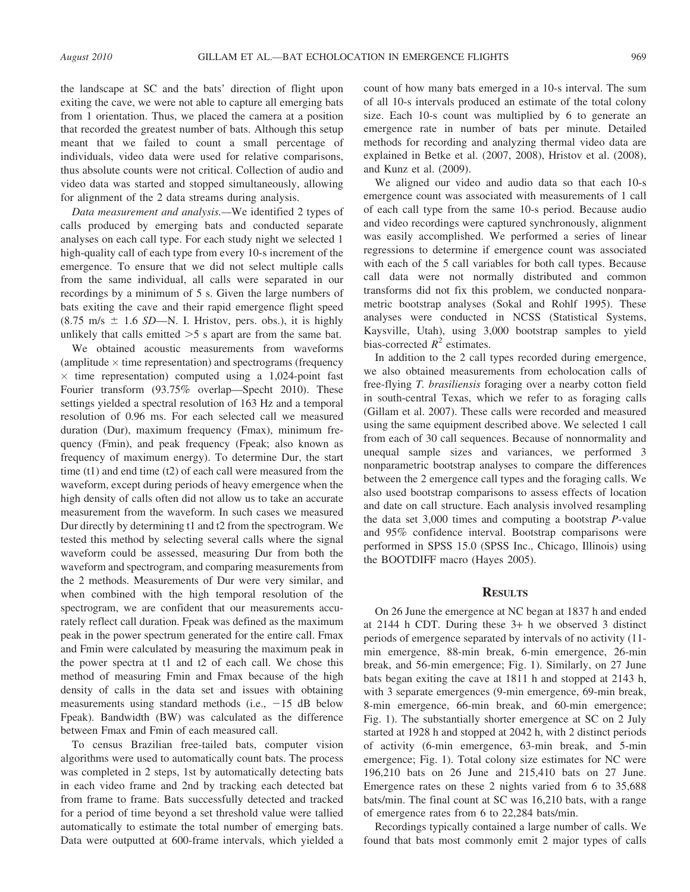the landscape at SC and the bats' direction of flight upon exiting the cave, we were not able to capture all emerging bats from 1 orientation. Thus, we placed the camera at a position that recorded the greatest number of bats. Although this setup meant that we failed to count a small percentage of individuals, video data were used for relative comparisons, thus absolute counts were not critical. Collection of audio and video data was started and stopped simultaneously, allowing for alignment of the 2 data streams during analysis.

*Data measurement and analysis.*—We identified 2 types of calls produced by emerging bats and conducted separate analyses on each call type. For each study night we selected 1 high-quality call of each type from every 10-s increment of the emergence. To ensure that we did not select multiple calls from the same individual, all calls were separated in our recordings by a minimum of 5 s. Given the large numbers of bats exiting the cave and their rapid emergence flight speed (8.75 m/s ± 1.6 *SD*—N. I. Hristov, pers. obs.), it is highly unlikely that calls emitted >5 s apart are from the same bat.

We obtained acoustic measurements from waveforms (amplitude × time representation) and spectrograms (frequency × time representation) computed using a 1,024-point fast Fourier transform (93.75% overlap—Specht 2010). These settings yielded a spectral resolution of 163 Hz and a temporal resolution of 0.96 ms. For each selected call we measured duration (Dur), maximum frequency (Fmax), minimum frequency (Fmin), and peak frequency (Fpeak; also known as frequency of maximum energy). To determine Dur, the start time (t1) and end time (t2) of each call were measured from the waveform, except during periods of heavy emergence when the high density of calls often did not allow us to take an accurate measurement from the waveform. In such cases we measured Dur directly by determining t1 and t2 from the spectrogram. We tested this method by selecting several calls where the signal waveform could be assessed, measuring Dur from both the waveform and spectrogram, and comparing measurements from the 2 methods. Measurements of Dur were very similar, and when combined with the high temporal resolution of the spectrogram, we are confident that our measurements accurately reflect call duration. Fpeak was defined as the maximum peak in the power spectrum generated for the entire call. Fmax and Fmin were calculated by measuring the maximum peak in the power spectra at t1 and t2 of each call. We chose this method of measuring Fmin and Fmax because of the high density of calls in the data set and issues with obtaining measurements using standard methods (i.e., −15 dB below Fpeak). Bandwidth (BW) was calculated as the difference between Fmax and Fmin of each measured call.

To census Brazilian free-tailed bats, computer vision algorithms were used to automatically count bats. The process was completed in 2 steps, 1st by automatically detecting bats in each video frame and 2nd by tracking each detected bat from frame to frame. Bats successfully detected and tracked for a period of time beyond a set threshold value were tallied automatically to estimate the total number of emerging bats. Data were outputted at 600-frame intervals, which yielded a count of how many bats emerged in a 10-s interval. The sum of all 10-s intervals produced an estimate of the total colony size. Each 10-s count was multiplied by 6 to generate an emergence rate in number of bats per minute. Detailed methods for recording and analyzing thermal video data are explained in Betke et al. (2007, 2008), Hristov et al. (2008), and Kunz et al. (2009).

We aligned our video and audio data so that each 10-s emergence count was associated with measurements of 1 call of each call type from the same 10-s period. Because audio and video recordings were captured synchronously, alignment was easily accomplished. We performed a series of linear regressions to determine if emergence count was associated with each of the 5 call variables for both call types. Because call data were not normally distributed and common transforms did not fix this problem, we conducted nonparametric bootstrap analyses (Sokal and Rohlf 1995). These analyses were conducted in NCSS (Statistical Systems, Kaysville, Utah), using 3,000 bootstrap samples to yield bias-corrected $R^2$ estimates.

In addition to the 2 call types recorded during emergence, we also obtained measurements from echolocation calls of free-flying *T. brasiliensis* foraging over a nearby cotton field in south-central Texas, which we refer to as foraging calls (Gillam et al. 2007). These calls were recorded and measured using the same equipment described above. We selected 1 call from each of 30 call sequences. Because of nonnormality and unequal sample sizes and variances, we performed 3 nonparametric bootstrap analyses to compare the differences between the 2 emergence call types and the foraging calls. We also used bootstrap comparisons to assess effects of location and date on call structure. Each analysis involved resampling the data set 3,000 times and computing a bootstrap *P*-value and 95% confidence interval. Bootstrap comparisons were performed in SPSS 15.0 (SPSS Inc., Chicago, Illinois) using the BOOTDIFF macro (Hayes 2005).

## RESULTS

On 26 June the emergence at NC began at 1837 h and ended at 2144 h CDT. During these 3+ h we observed 3 distinct periods of emergence separated by intervals of no activity (11-min emergence, 88-min break, 6-min emergence, 26-min break, and 56-min emergence; Fig. 1). Similarly, on 27 June bats began exiting the cave at 1811 h and stopped at 2143 h, with 3 separate emergences (9-min emergence, 69-min break, 8-min emergence, 66-min break, and 60-min emergence; Fig. 1). The substantially shorter emergence at SC on 2 July started at 1928 h and stopped at 2042 h, with 2 distinct periods of activity (6-min emergence, 63-min break, and 5-min emergence; Fig. 1). Total colony size estimates for NC were 196,210 bats on 26 June and 215,410 bats on 27 June. Emergence rates on these 2 nights varied from 6 to 35,688 bats/min. The final count at SC was 16,210 bats, with a range of emergence rates from 6 to 22,284 bats/min.

Recordings typically contained a large number of calls. We found that bats most commonly emit 2 major types of calls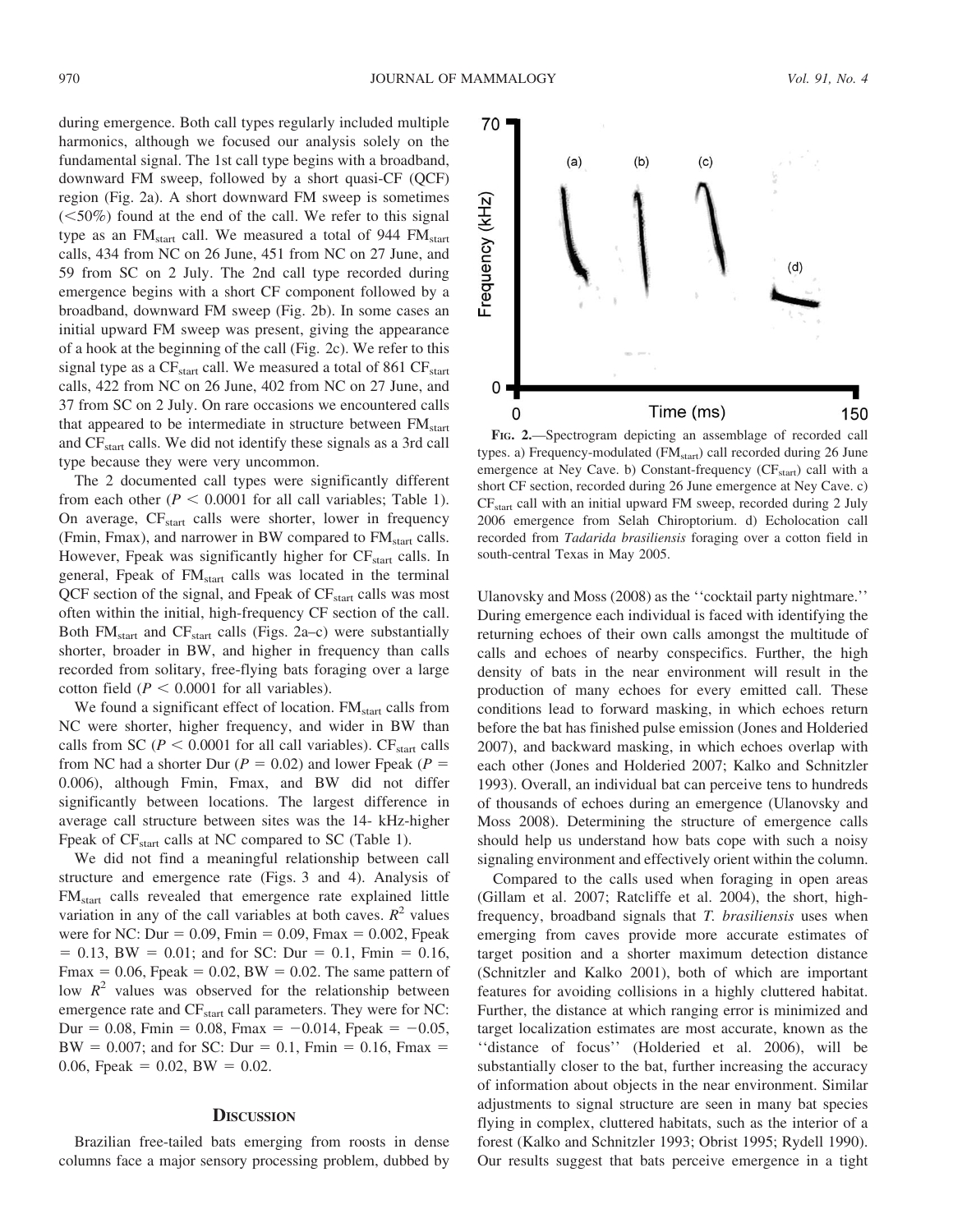during emergence. Both call types regularly included multiple harmonics, although we focused our analysis solely on the fundamental signal. The 1st call type begins with a broadband, downward FM sweep, followed by a short quasi-CF (QCF) region (Fig. 2a). A short downward FM sweep is sometimes (<50%) found at the end of the call. We refer to this signal type as an $FM_{start}$ call. We measured a total of 944 $FM_{start}$ calls, 434 from NC on 26 June, 451 from NC on 27 June, and 59 from SC on 2 July. The 2nd call type recorded during emergence begins with a short CF component followed by a broadband, downward FM sweep (Fig. 2b). In some cases an initial upward FM sweep was present, giving the appearance of a hook at the beginning of the call (Fig. 2c). We refer to this signal type as a $CF_{start}$ call. We measured a total of 861 $CF_{start}$ calls, 422 from NC on 26 June, 402 from NC on 27 June, and 37 from SC on 2 July. On rare occasions we encountered calls that appeared to be intermediate in structure between $FM_{start}$ and $CF_{start}$ calls. We did not identify these signals as a 3rd call type because they were very uncommon.

The 2 documented call types were significantly different from each other ($P < 0.0001$ for all call variables; Table 1). On average, $CF_{start}$ calls were shorter, lower in frequency (Fmin, Fmax), and narrower in BW compared to $FM_{start}$ calls. However, Fpeak was significantly higher for $CF_{start}$ calls. In general, Fpeak of $FM_{start}$ calls was located in the terminal QCF section of the signal, and Fpeak of $CF_{start}$ calls was most often within the initial, high-frequency CF section of the call. Both $FM_{start}$ and $CF_{start}$ calls (Figs. 2a–c) were substantially shorter, broader in BW, and higher in frequency than calls recorded from solitary, free-flying bats foraging over a large cotton field ($P < 0.0001$ for all variables).

We found a significant effect of location. $FM_{start}$ calls from NC were shorter, higher frequency, and wider in BW than calls from SC ($P < 0.0001$ for all call variables). $CF_{start}$ calls from NC had a shorter Dur ($P = 0.02$) and lower Fpeak ($P = 0.006$), although Fmin, Fmax, and BW did not differ significantly between locations. The largest difference in average call structure between sites was the 14- kHz-higher Fpeak of $CF_{start}$ calls at NC compared to SC (Table 1).

We did not find a meaningful relationship between call structure and emergence rate (Figs. 3 and 4). Analysis of $FM_{start}$ calls revealed that emergence rate explained little variation in any of the call variables at both caves. $R^2$ values were for NC: Dur = 0.09, Fmin = 0.09, Fmax = 0.002, Fpeak = 0.13, BW = 0.01; and for SC: Dur = 0.1, Fmin = 0.16, Fmax = 0.06, Fpeak = 0.02, BW = 0.02. The same pattern of low $R^2$ values was observed for the relationship between emergence rate and $CF_{start}$ call parameters. They were for NC: Dur = 0.08, Fmin = 0.08, Fmax = −0.014, Fpeak = −0.05, BW = 0.007; and for SC: Dur = 0.1, Fmin = 0.16, Fmax = 0.06, Fpeak = 0.02, BW = 0.02.

## Discussion

Brazilian free-tailed bats emerging from roosts in dense columns face a major sensory processing problem, dubbed by Ulanovsky and Moss (2008) as the ''cocktail party nightmare.'' During emergence each individual is faced with identifying the returning echoes of their own calls amongst the multitude of calls and echoes of nearby conspecifics. Further, the high density of bats in the near environment will result in the production of many echoes for every emitted call. These conditions lead to forward masking, in which echoes return before the bat has finished pulse emission (Jones and Holderied 2007), and backward masking, in which echoes overlap with each other (Jones and Holderied 2007; Kalko and Schnitzler 1993). Overall, an individual bat can perceive tens to hundreds of thousands of echoes during an emergence (Ulanovsky and Moss 2008). Determining the structure of emergence calls should help us understand how bats cope with such a noisy signaling environment and effectively orient within the column.

Compared to the calls used when foraging in open areas (Gillam et al. 2007; Ratcliffe et al. 2004), the short, high-frequency, broadband signals that *T. brasiliensis* uses when emerging from caves provide more accurate estimates of target position and a shorter maximum detection distance (Schnitzler and Kalko 2001), both of which are important features for avoiding collisions in a highly cluttered habitat. Further, the distance at which ranging error is minimized and target localization estimates are most accurate, known as the ''distance of focus'' (Holderied et al. 2006), will be substantially closer to the bat, further increasing the accuracy of information about objects in the near environment. Similar adjustments to signal structure are seen in many bat species flying in complex, cluttered habitats, such as the interior of a forest (Kalko and Schnitzler 1993; Obrist 1995; Rydell 1990). Our results suggest that bats perceive emergence in a tight

**Fig. 2.**—Spectrogram depicting an assemblage of recorded call types. a) Frequency-modulated ($FM_{start}$) call recorded during 26 June emergence at Ney Cave. b) Constant-frequency ($CF_{start}$) call with a short CF section, recorded during 26 June emergence at Ney Cave. c) $CF_{start}$ call with an initial upward FM sweep, recorded during 2 July 2006 emergence from Selah Chiroptorium. d) Echolocation call recorded from *Tadarida brasiliensis* foraging over a cotton field in south-central Texas in May 2005.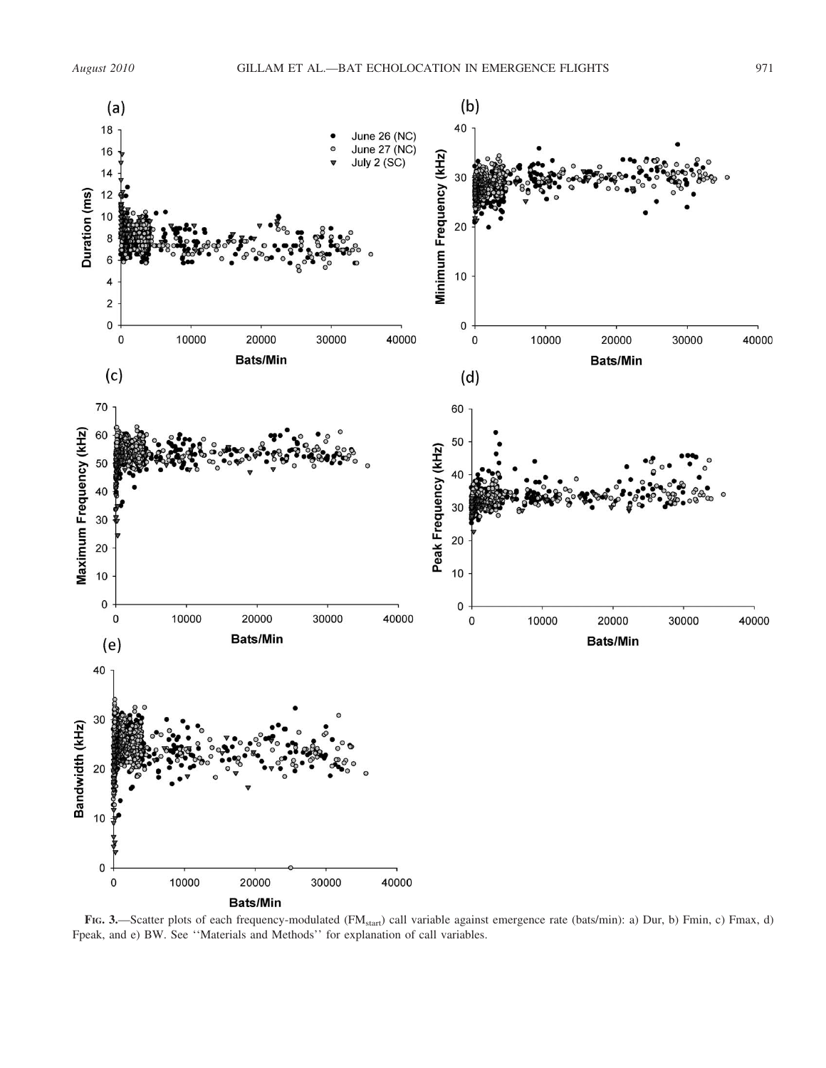FIG. 3.—Scatter plots of each frequency-modulated ($FM_{start}$) call variable against emergence rate (bats/min): a) Dur, b) Fmin, c) Fmax, d) Fpeak, and e) BW. See ''Materials and Methods'' for explanation of call variables.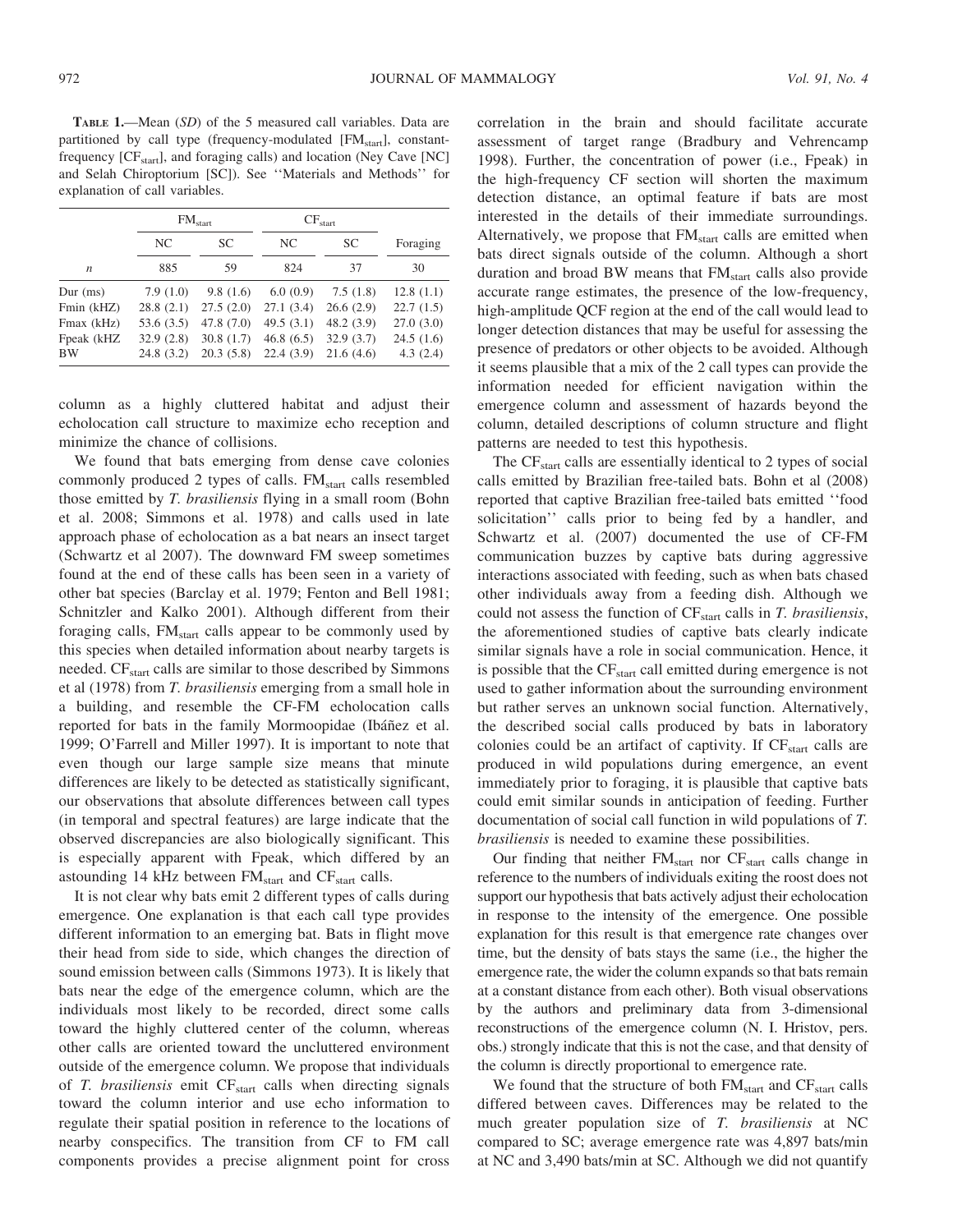**TABLE 1.**—Mean (*SD*) of the 5 measured call variables. Data are partitioned by call type (frequency-modulated [$FM_{start}$], constant-frequency [$CF_{start}$], and foraging calls) and location (Ney Cave [NC] and Selah Chiroptorium [SC]). See ''Materials and Methods'' for explanation of call variables.

| | $FM_{start}$ | | $CF_{start}$ | | |
|---|---|---|---|---|---|
| | NC | SC | NC | SC | Foraging |
| *n* | 885 | 59 | 824 | 37 | 30 |
| Dur (ms) | 7.9 (1.0) | 9.8 (1.6) | 6.0 (0.9) | 7.5 (1.8) | 12.8 (1.1) |
| Fmin (kHZ) | 28.8 (2.1) | 27.5 (2.0) | 27.1 (3.4) | 26.6 (2.9) | 22.7 (1.5) |
| Fmax (kHz) | 53.6 (3.5) | 47.8 (7.0) | 49.5 (3.1) | 48.2 (3.9) | 27.0 (3.0) |
| Fpeak (kHZ | 32.9 (2.8) | 30.8 (1.7) | 46.8 (6.5) | 32.9 (3.7) | 24.5 (1.6) |
| BW | 24.8 (3.2) | 20.3 (5.8) | 22.4 (3.9) | 21.6 (4.6) | 4.3 (2.4) |

column as a highly cluttered habitat and adjust their echolocation call structure to maximize echo reception and minimize the chance of collisions.

We found that bats emerging from dense cave colonies commonly produced 2 types of calls. $FM_{start}$ calls resembled those emitted by *T. brasiliensis* flying in a small room (Bohn et al. 2008; Simmons et al. 1978) and calls used in late approach phase of echolocation as a bat nears an insect target (Schwartz et al 2007). The downward FM sweep sometimes found at the end of these calls has been seen in a variety of other bat species (Barclay et al. 1979; Fenton and Bell 1981; Schnitzler and Kalko 2001). Although different from their foraging calls, $FM_{start}$ calls appear to be commonly used by this species when detailed information about nearby targets is needed. $CF_{start}$ calls are similar to those described by Simmons et al (1978) from *T. brasiliensis* emerging from a small hole in a building, and resemble the CF-FM echolocation calls reported for bats in the family Mormoopidae (Ibáñez et al. 1999; O'Farrell and Miller 1997). It is important to note that even though our large sample size means that minute differences are likely to be detected as statistically significant, our observations that absolute differences between call types (in temporal and spectral features) are large indicate that the observed discrepancies are also biologically significant. This is especially apparent with Fpeak, which differed by an astounding 14 kHz between $FM_{start}$ and $CF_{start}$ calls.

It is not clear why bats emit 2 different types of calls during emergence. One explanation is that each call type provides different information to an emerging bat. Bats in flight move their head from side to side, which changes the direction of sound emission between calls (Simmons 1973). It is likely that bats near the edge of the emergence column, which are the individuals most likely to be recorded, direct some calls toward the highly cluttered center of the column, whereas other calls are oriented toward the uncluttered environment outside of the emergence column. We propose that individuals of *T. brasiliensis* emit $CF_{start}$ calls when directing signals toward the column interior and use echo information to regulate their spatial position in reference to the locations of nearby conspecifics. The transition from CF to FM call components provides a precise alignment point for cross correlation in the brain and should facilitate accurate assessment of target range (Bradbury and Vehrencamp 1998). Further, the concentration of power (i.e., Fpeak) in the high-frequency CF section will shorten the maximum detection distance, an optimal feature if bats are most interested in the details of their immediate surroundings. Alternatively, we propose that $FM_{start}$ calls are emitted when bats direct signals outside of the column. Although a short duration and broad BW means that $FM_{start}$ calls also provide accurate range estimates, the presence of the low-frequency, high-amplitude QCF region at the end of the call would lead to longer detection distances that may be useful for assessing the presence of predators or other objects to be avoided. Although it seems plausible that a mix of the 2 call types can provide the information needed for efficient navigation within the emergence column and assessment of hazards beyond the column, detailed descriptions of column structure and flight patterns are needed to test this hypothesis.

The $CF_{start}$ calls are essentially identical to 2 types of social calls emitted by Brazilian free-tailed bats. Bohn et al (2008) reported that captive Brazilian free-tailed bats emitted ''food solicitation'' calls prior to being fed by a handler, and Schwartz et al. (2007) documented the use of CF-FM communication buzzes by captive bats during aggressive interactions associated with feeding, such as when bats chased other individuals away from a feeding dish. Although we could not assess the function of $CF_{start}$ calls in *T. brasiliensis*, the aforementioned studies of captive bats clearly indicate similar signals have a role in social communication. Hence, it is possible that the $CF_{start}$ call emitted during emergence is not used to gather information about the surrounding environment but rather serves an unknown social function. Alternatively, the described social calls produced by bats in laboratory colonies could be an artifact of captivity. If $CF_{start}$ calls are produced in wild populations during emergence, an event immediately prior to foraging, it is plausible that captive bats could emit similar sounds in anticipation of feeding. Further documentation of social call function in wild populations of *T. brasiliensis* is needed to examine these possibilities.

Our finding that neither $FM_{start}$ nor $CF_{start}$ calls change in reference to the numbers of individuals exiting the roost does not support our hypothesis that bats actively adjust their echolocation in response to the intensity of the emergence. One possible explanation for this result is that emergence rate changes over time, but the density of bats stays the same (i.e., the higher the emergence rate, the wider the column expands so that bats remain at a constant distance from each other). Both visual observations by the authors and preliminary data from 3-dimensional reconstructions of the emergence column (N. I. Hristov, pers. obs.) strongly indicate that this is not the case, and that density of the column is directly proportional to emergence rate.

We found that the structure of both $FM_{start}$ and $CF_{start}$ calls differed between caves. Differences may be related to the much greater population size of *T. brasiliensis* at NC compared to SC; average emergence rate was 4,897 bats/min at NC and 3,490 bats/min at SC. Although we did not quantify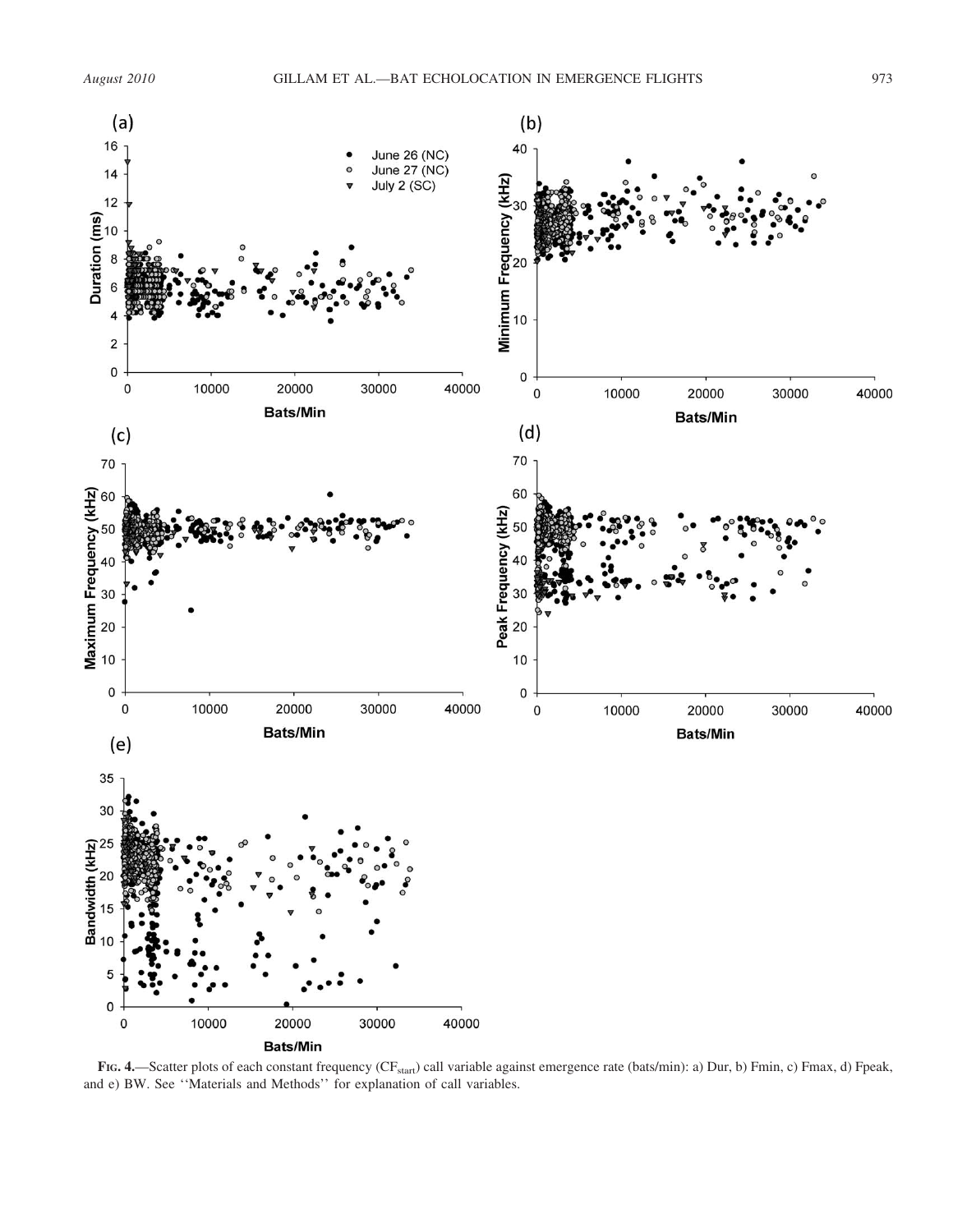FIG. 4.—Scatter plots of each constant frequency ($CF_{start}$) call variable against emergence rate (bats/min): a) Dur, b) Fmin, c) Fmax, d) Fpeak, and e) BW. See ''Materials and Methods'' for explanation of call variables.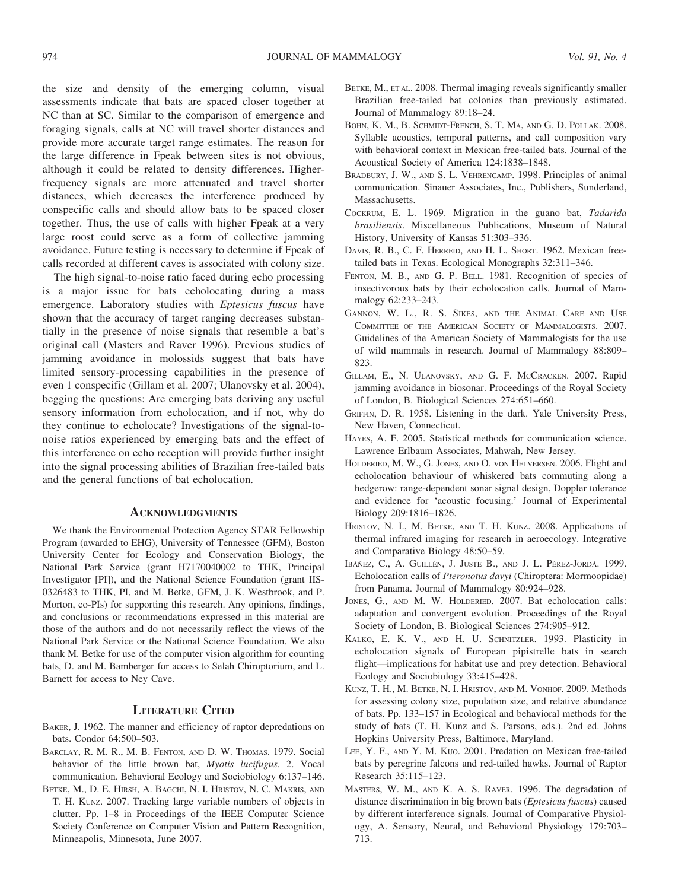the size and density of the emerging column, visual assessments indicate that bats are spaced closer together at NC than at SC. Similar to the comparison of emergence and foraging signals, calls at NC will travel shorter distances and provide more accurate target range estimates. The reason for the large difference in Fpeak between sites is not obvious, although it could be related to density differences. Higher-frequency signals are more attenuated and travel shorter distances, which decreases the interference produced by conspecific calls and should allow bats to be spaced closer together. Thus, the use of calls with higher Fpeak at a very large roost could serve as a form of collective jamming avoidance. Future testing is necessary to determine if Fpeak of calls recorded at different caves is associated with colony size.

The high signal-to-noise ratio faced during echo processing is a major issue for bats echolocating during a mass emergence. Laboratory studies with *Eptesicus fuscus* have shown that the accuracy of target ranging decreases substantially in the presence of noise signals that resemble a bat's original call (Masters and Raver 1996). Previous studies of jamming avoidance in molossids suggest that bats have limited sensory-processing capabilities in the presence of even 1 conspecific (Gillam et al. 2007; Ulanovsky et al. 2004), begging the questions: Are emerging bats deriving any useful sensory information from echolocation, and if not, why do they continue to echolocate? Investigations of the signal-to-noise ratios experienced by emerging bats and the effect of this interference on echo reception will provide further insight into the signal processing abilities of Brazilian free-tailed bats and the general functions of bat echolocation.

## Acknowledgments

We thank the Environmental Protection Agency STAR Fellowship Program (awarded to EHG), University of Tennessee (GFM), Boston University Center for Ecology and Conservation Biology, the National Park Service (grant H7170040002 to THK, Principal Investigator [PI]), and the National Science Foundation (grant IIS-0326483 to THK, PI, and M. Betke, GFM, J. K. Westbrook, and P. Morton, co-PIs) for supporting this research. Any opinions, findings, and conclusions or recommendations expressed in this material are those of the authors and do not necessarily reflect the views of the National Park Service or the National Science Foundation. We also thank M. Betke for use of the computer vision algorithm for counting bats, D. and M. Bamberger for access to Selah Chiroptorium, and L. Barnett for access to Ney Cave.

## Literature Cited

Baker, J. 1962. The manner and efficiency of raptor depredations on bats. Condor 64:500–503.

Barclay, R. M. R., M. B. Fenton, and D. W. Thomas. 1979. Social behavior of the little brown bat, *Myotis lucifugus*. 2. Vocal communication. Behavioral Ecology and Sociobiology 6:137–146.

Betke, M., D. E. Hirsh, A. Bagchi, N. I. Hristov, N. C. Makris, and T. H. Kunz. 2007. Tracking large variable numbers of objects in clutter. Pp. 1–8 in Proceedings of the IEEE Computer Science Society Conference on Computer Vision and Pattern Recognition, Minneapolis, Minnesota, June 2007.

Betke, M., et al. 2008. Thermal imaging reveals significantly smaller Brazilian free-tailed bat colonies than previously estimated. Journal of Mammalogy 89:18–24.

Bohn, K. M., B. Schmidt-French, S. T. Ma, and G. D. Pollak. 2008. Syllable acoustics, temporal patterns, and call composition vary with behavioral context in Mexican free-tailed bats. Journal of the Acoustical Society of America 124:1838–1848.

Bradbury, J. W., and S. L. Vehrencamp. 1998. Principles of animal communication. Sinauer Associates, Inc., Publishers, Sunderland, Massachusetts.

Cockrum, E. L. 1969. Migration in the guano bat, *Tadarida brasiliensis*. Miscellaneous Publications, Museum of Natural History, University of Kansas 51:303–336.

Davis, R. B., C. F. Herreid, and H. L. Short. 1962. Mexican free-tailed bats in Texas. Ecological Monographs 32:311–346.

Fenton, M. B., and G. P. Bell. 1981. Recognition of species of insectivorous bats by their echolocation calls. Journal of Mammalogy 62:233–243.

Gannon, W. L., R. S. Sikes, and the Animal Care and Use Committee of the American Society of Mammalogists. 2007. Guidelines of the American Society of Mammalogists for the use of wild mammals in research. Journal of Mammalogy 88:809–823.

Gillam, E., N. Ulanovsky, and G. F. McCracken. 2007. Rapid jamming avoidance in biosonar. Proceedings of the Royal Society of London, B. Biological Sciences 274:651–660.

Griffin, D. R. 1958. Listening in the dark. Yale University Press, New Haven, Connecticut.

Hayes, A. F. 2005. Statistical methods for communication science. Lawrence Erlbaum Associates, Mahwah, New Jersey.

Holderied, M. W., G. Jones, and O. von Helversen. 2006. Flight and echolocation behaviour of whiskered bats commuting along a hedgerow: range-dependent sonar signal design, Doppler tolerance and evidence for 'acoustic focusing.' Journal of Experimental Biology 209:1816–1826.

Hristov, N. I., M. Betke, and T. H. Kunz. 2008. Applications of thermal infrared imaging for research in aeroecology. Integrative and Comparative Biology 48:50–59.

Ibáñez, C., A. Guillén, J. Juste B., and J. L. Pérez-Jordá. 1999. Echolocation calls of *Pteronotus davyi* (Chiroptera: Mormoopidae) from Panama. Journal of Mammalogy 80:924–928.

Jones, G., and M. W. Holderied. 2007. Bat echolocation calls: adaptation and convergent evolution. Proceedings of the Royal Society of London, B. Biological Sciences 274:905–912.

Kalko, E. K. V., and H. U. Schnitzler. 1993. Plasticity in echolocation signals of European pipistrelle bats in search flight—implications for habitat use and prey detection. Behavioral Ecology and Sociobiology 33:415–428.

Kunz, T. H., M. Betke, N. I. Hristov, and M. Vonhof. 2009. Methods for assessing colony size, population size, and relative abundance of bats. Pp. 133–157 in Ecological and behavioral methods for the study of bats (T. H. Kunz and S. Parsons, eds.). 2nd ed. Johns Hopkins University Press, Baltimore, Maryland.

Lee, Y. F., and Y. M. Kuo. 2001. Predation on Mexican free-tailed bats by peregrine falcons and red-tailed hawks. Journal of Raptor Research 35:115–123.

Masters, W. M., and K. A. S. Raver. 1996. The degradation of distance discrimination in big brown bats (*Eptesicus fuscus*) caused by different interference signals. Journal of Comparative Physiology, A. Sensory, Neural, and Behavioral Physiology 179:703–713.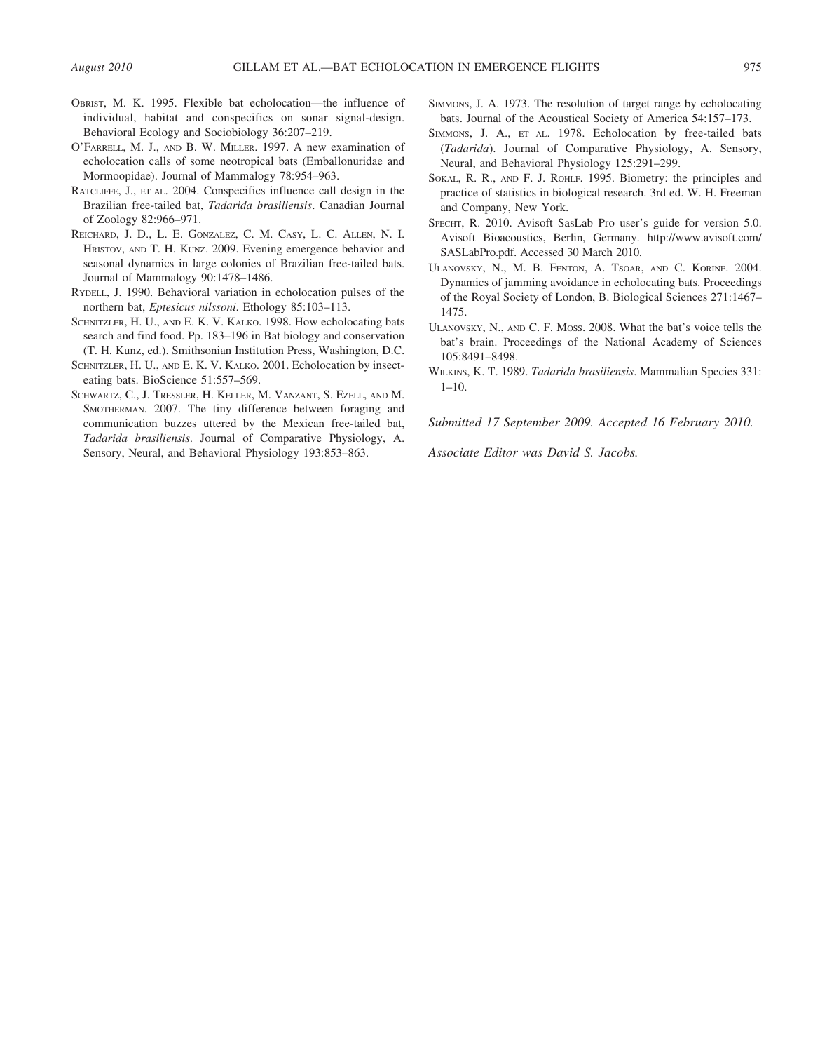Obrist, M. K. 1995. Flexible bat echolocation—the influence of individual, habitat and conspecifics on sonar signal-design. Behavioral Ecology and Sociobiology 36:207–219.

O'Farrell, M. J., and B. W. Miller. 1997. A new examination of echolocation calls of some neotropical bats (Emballonuridae and Mormoopidae). Journal of Mammalogy 78:954–963.

Ratcliffe, J., et al. 2004. Conspecifics influence call design in the Brazilian free-tailed bat, *Tadarida brasiliensis*. Canadian Journal of Zoology 82:966–971.

Reichard, J. D., L. E. Gonzalez, C. M. Casy, L. C. Allen, N. I. Hristov, and T. H. Kunz. 2009. Evening emergence behavior and seasonal dynamics in large colonies of Brazilian free-tailed bats. Journal of Mammalogy 90:1478–1486.

Rydell, J. 1990. Behavioral variation in echolocation pulses of the northern bat, *Eptesicus nilssoni*. Ethology 85:103–113.

Schnitzler, H. U., and E. K. V. Kalko. 1998. How echolocating bats search and find food. Pp. 183–196 in Bat biology and conservation (T. H. Kunz, ed.). Smithsonian Institution Press, Washington, D.C.

Schnitzler, H. U., and E. K. V. Kalko. 2001. Echolocation by insect-eating bats. BioScience 51:557–569.

Schwartz, C., J. Tressler, H. Keller, M. Vanzant, S. Ezell, and M. Smotherman. 2007. The tiny difference between foraging and communication buzzes uttered by the Mexican free-tailed bat, *Tadarida brasiliensis*. Journal of Comparative Physiology, A. Sensory, Neural, and Behavioral Physiology 193:853–863.

Simmons, J. A. 1973. The resolution of target range by echolocating bats. Journal of the Acoustical Society of America 54:157–173.

Simmons, J. A., et al. 1978. Echolocation by free-tailed bats (*Tadarida*). Journal of Comparative Physiology, A. Sensory, Neural, and Behavioral Physiology 125:291–299.

Sokal, R. R., and F. J. Rohlf. 1995. Biometry: the principles and practice of statistics in biological research. 3rd ed. W. H. Freeman and Company, New York.

Specht, R. 2010. Avisoft SasLab Pro user's guide for version 5.0. Avisoft Bioacoustics, Berlin, Germany. http://www.avisoft.com/SASLabPro.pdf. Accessed 30 March 2010.

Ulanovsky, N., M. B. Fenton, A. Tsoar, and C. Korine. 2004. Dynamics of jamming avoidance in echolocating bats. Proceedings of the Royal Society of London, B. Biological Sciences 271:1467–1475.

Ulanovsky, N., and C. F. Moss. 2008. What the bat's voice tells the bat's brain. Proceedings of the National Academy of Sciences 105:8491–8498.

Wilkins, K. T. 1989. *Tadarida brasiliensis*. Mammalian Species 331: 1–10.

*Submitted 17 September 2009. Accepted 16 February 2010.*

*Associate Editor was David S. Jacobs.*